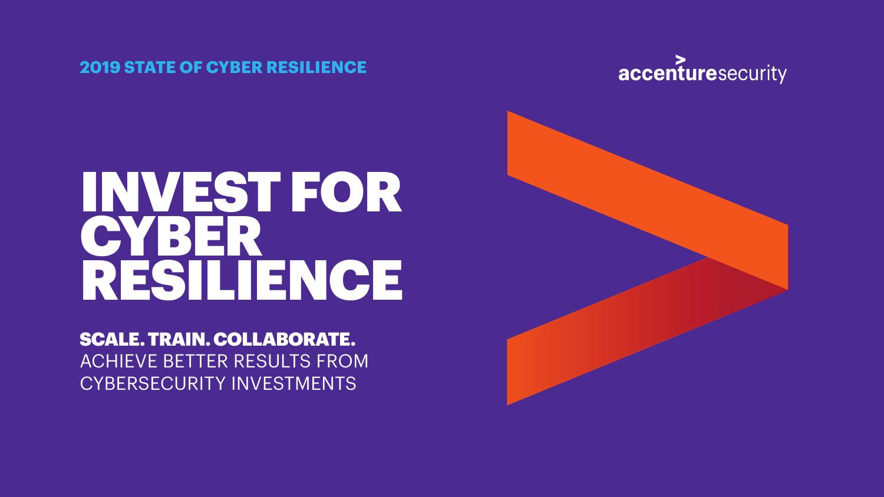2019 STATE OF CYBER RESILIENCE

accenturesecurity

# INVEST FOR CYBER RESILIENCE

**SCALE. TRAIN. COLLABORATE.**

ACHIEVE BETTER RESULTS FROM CYBERSECURITY INVESTMENTS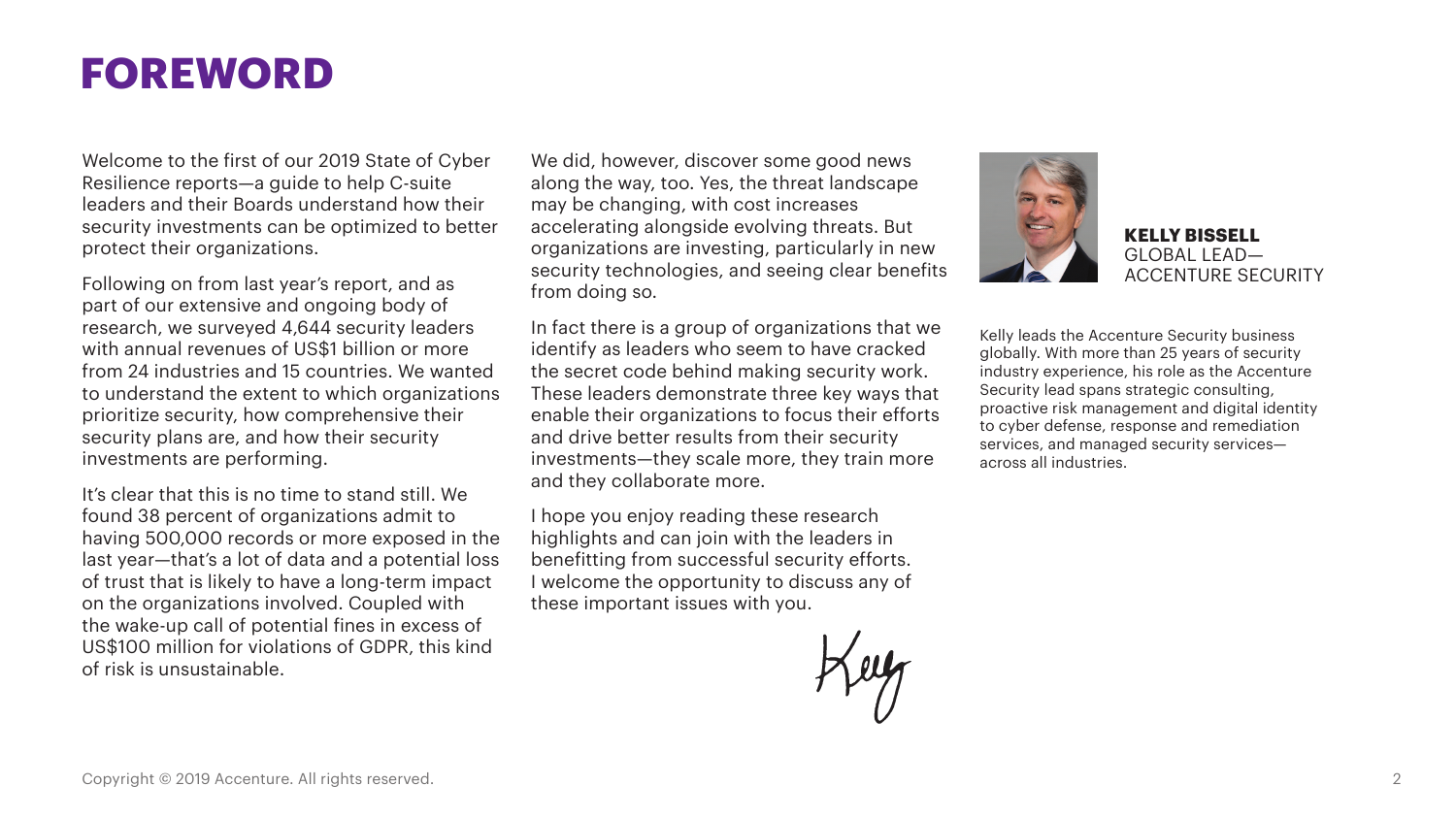# FOREWORD

Welcome to the first of our 2019 State of Cyber Resilience reports—a guide to help C-suite leaders and their Boards understand how their security investments can be optimized to better protect their organizations.

Following on from last year's report, and as part of our extensive and ongoing body of research, we surveyed 4,644 security leaders with annual revenues of US$1 billion or more from 24 industries and 15 countries. We wanted to understand the extent to which organizations prioritize security, how comprehensive their security plans are, and how their security investments are performing.

It's clear that this is no time to stand still. We found 38 percent of organizations admit to having 500,000 records or more exposed in the last year—that's a lot of data and a potential loss of trust that is likely to have a long-term impact on the organizations involved. Coupled with the wake-up call of potential fines in excess of US$100 million for violations of GDPR, this kind of risk is unsustainable.

We did, however, discover some good news along the way, too. Yes, the threat landscape may be changing, with cost increases accelerating alongside evolving threats. But organizations are investing, particularly in new security technologies, and seeing clear benefits from doing so.

In fact there is a group of organizations that we identify as leaders who seem to have cracked the secret code behind making security work. These leaders demonstrate three key ways that enable their organizations to focus their efforts and drive better results from their security investments—they scale more, they train more and they collaborate more.

I hope you enjoy reading these research highlights and can join with the leaders in benefitting from successful security efforts. I welcome the opportunity to discuss any of these important issues with you.

Kelly

**KELLY BISSELL**
GLOBAL LEAD—
ACCENTURE SECURITY

Kelly leads the Accenture Security business globally. With more than 25 years of security industry experience, his role as the Accenture Security lead spans strategic consulting, proactive risk management and digital identity to cyber defense, response and remediation services, and managed security services—across all industries.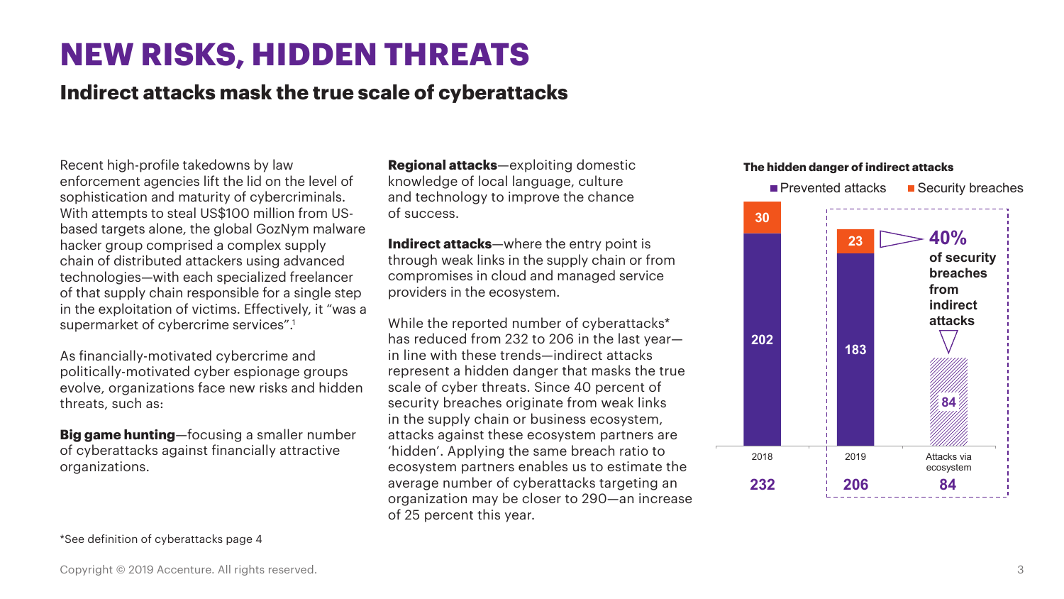# NEW RISKS, HIDDEN THREATS

## Indirect attacks mask the true scale of cyberattacks

Recent high-profile takedowns by law enforcement agencies lift the lid on the level of sophistication and maturity of cybercriminals. With attempts to steal US$100 million from US-based targets alone, the global GozNym malware hacker group comprised a complex supply chain of distributed attackers using advanced technologies—with each specialized freelancer of that supply chain responsible for a single step in the exploitation of victims. Effectively, it "was a supermarket of cybercrime services".[1]

As financially-motivated cybercrime and politically-motivated cyber espionage groups evolve, organizations face new risks and hidden threats, such as:

**Big game hunting**—focusing a smaller number of cyberattacks against financially attractive organizations.

**Regional attacks**—exploiting domestic knowledge of local language, culture and technology to improve the chance of success.

**Indirect attacks**—where the entry point is through weak links in the supply chain or from compromises in cloud and managed service providers in the ecosystem.

While the reported number of cyberattacks* has reduced from 232 to 206 in the last year—in line with these trends—indirect attacks represent a hidden danger that masks the true scale of cyber threats. Since 40 percent of security breaches originate from weak links in the supply chain or business ecosystem, attacks against these ecosystem partners are 'hidden'. Applying the same breach ratio to ecosystem partners enables us to estimate the average number of cyberattacks targeting an organization may be closer to 290—an increase of 25 percent this year.

**The hidden danger of indirect attacks**

| | Prevented attacks | Security breaches | Total |
|---|---|---|---|
| 2018 | 202 | 30 | 232 |
| 2019 | 183 | 23 | 206 |
| Attacks via ecosystem | | | 84 |

**40%** of security breaches from indirect attacks

*See definition of cyberattacks page 4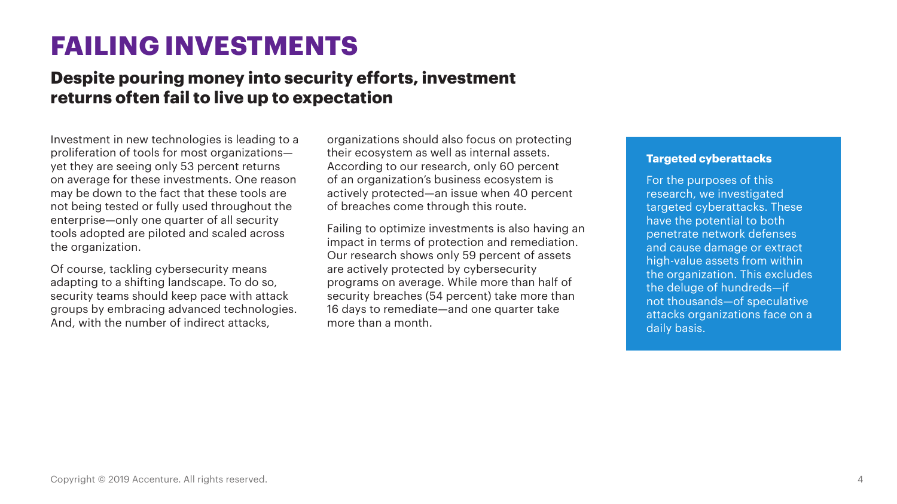# FAILING INVESTMENTS

## Despite pouring money into security efforts, investment returns often fail to live up to expectation

Investment in new technologies is leading to a proliferation of tools for most organizations—yet they are seeing only 53 percent returns on average for these investments. One reason may be down to the fact that these tools are not being tested or fully used throughout the enterprise—only one quarter of all security tools adopted are piloted and scaled across the organization.

Of course, tackling cybersecurity means adapting to a shifting landscape. To do so, security teams should keep pace with attack groups by embracing advanced technologies. And, with the number of indirect attacks, organizations should also focus on protecting their ecosystem as well as internal assets. According to our research, only 60 percent of an organization's business ecosystem is actively protected—an issue when 40 percent of breaches come through this route.

Failing to optimize investments is also having an impact in terms of protection and remediation. Our research shows only 59 percent of assets are actively protected by cybersecurity programs on average. While more than half of security breaches (54 percent) take more than 16 days to remediate—and one quarter take more than a month.

**Targeted cyberattacks**

For the purposes of this research, we investigated targeted cyberattacks. These have the potential to both penetrate network defenses and cause damage or extract high-value assets from within the organization. This excludes the deluge of hundreds—if not thousands—of speculative attacks organizations face on a daily basis.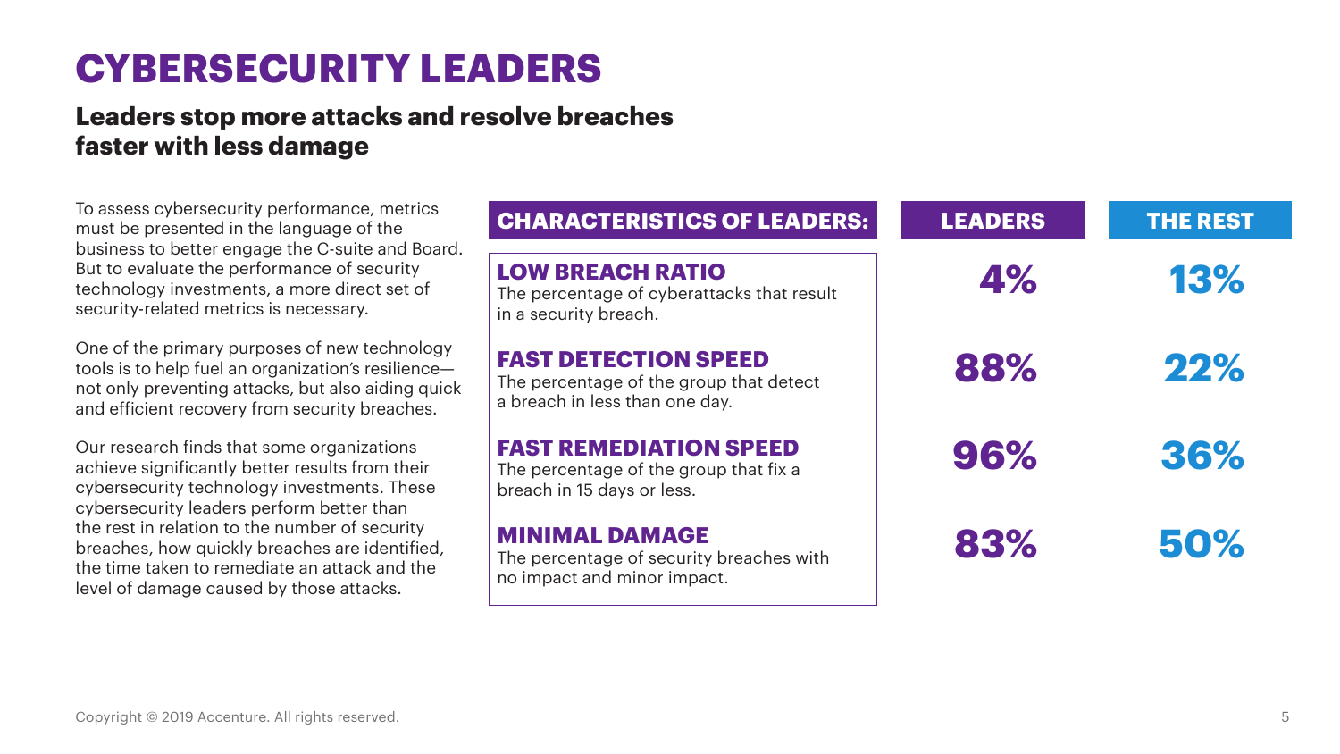# CYBERSECURITY LEADERS

## Leaders stop more attacks and resolve breaches faster with less damage

To assess cybersecurity performance, metrics must be presented in the language of the business to better engage the C-suite and Board. But to evaluate the performance of security technology investments, a more direct set of security-related metrics is necessary.

One of the primary purposes of new technology tools is to help fuel an organization's resilience—not only preventing attacks, but also aiding quick and efficient recovery from security breaches.

Our research finds that some organizations achieve significantly better results from their cybersecurity technology investments. These cybersecurity leaders perform better than the rest in relation to the number of security breaches, how quickly breaches are identified, the time taken to remediate an attack and the level of damage caused by those attacks.

| CHARACTERISTICS OF LEADERS: | LEADERS | THE REST |
|---|---|---|
| **LOW BREACH RATIO** The percentage of cyberattacks that result in a security breach. | 4% | 13% |
| **FAST DETECTION SPEED** The percentage of the group that detect a breach in less than one day. | 88% | 22% |
| **FAST REMEDIATION SPEED** The percentage of the group that fix a breach in 15 days or less. | 96% | 36% |
| **MINIMAL DAMAGE** The percentage of security breaches with no impact and minor impact. | 83% | 50% |

Copyright © 2019 Accenture. All rights reserved.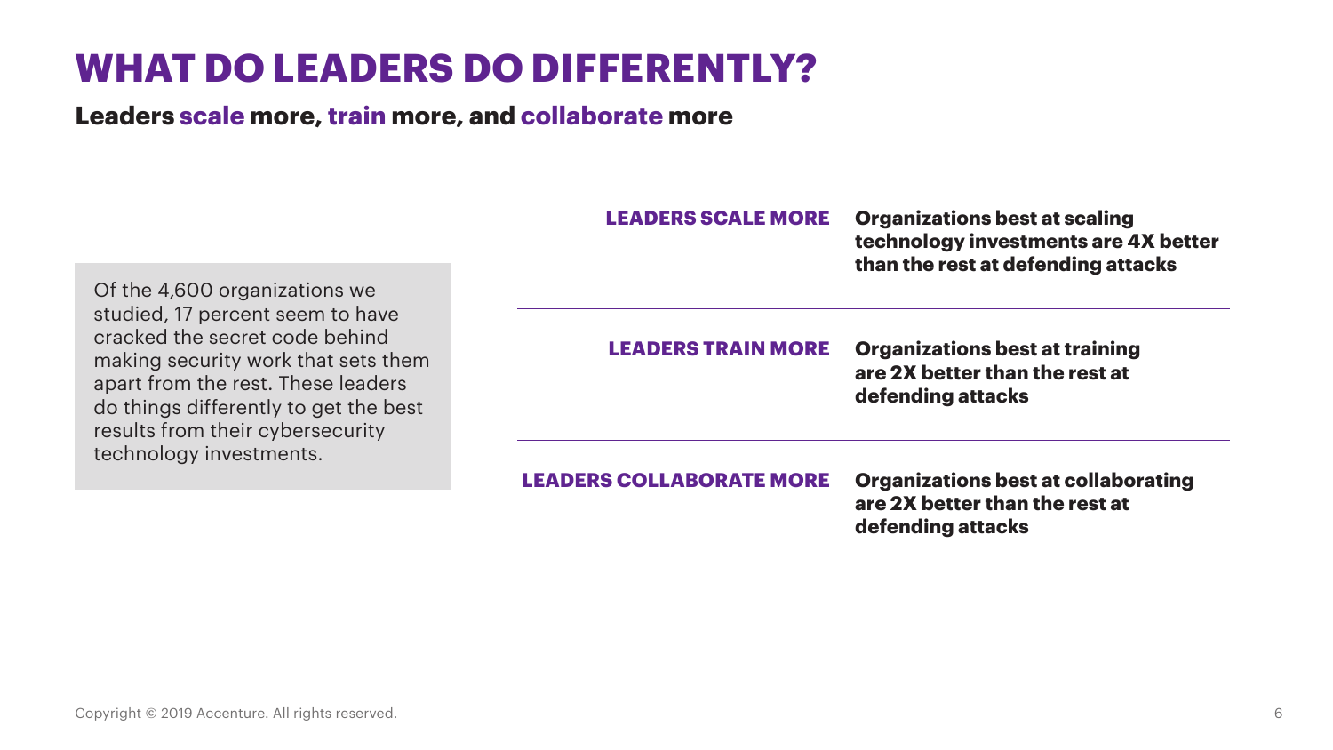# WHAT DO LEADERS DO DIFFERENTLY?

**Leaders scale more, train more, and collaborate more**

Of the 4,600 organizations we studied, 17 percent seem to have cracked the secret code behind making security work that sets them apart from the rest. These leaders do things differently to get the best results from their cybersecurity technology investments.

| | |
|---|---|
| **LEADERS SCALE MORE** | **Organizations best at scaling technology investments are 4X better than the rest at defending attacks** |
| **LEADERS TRAIN MORE** | **Organizations best at training are 2X better than the rest at defending attacks** |
| **LEADERS COLLABORATE MORE** | **Organizations best at collaborating are 2X better than the rest at defending attacks** |

Copyright © 2019 Accenture. All rights reserved.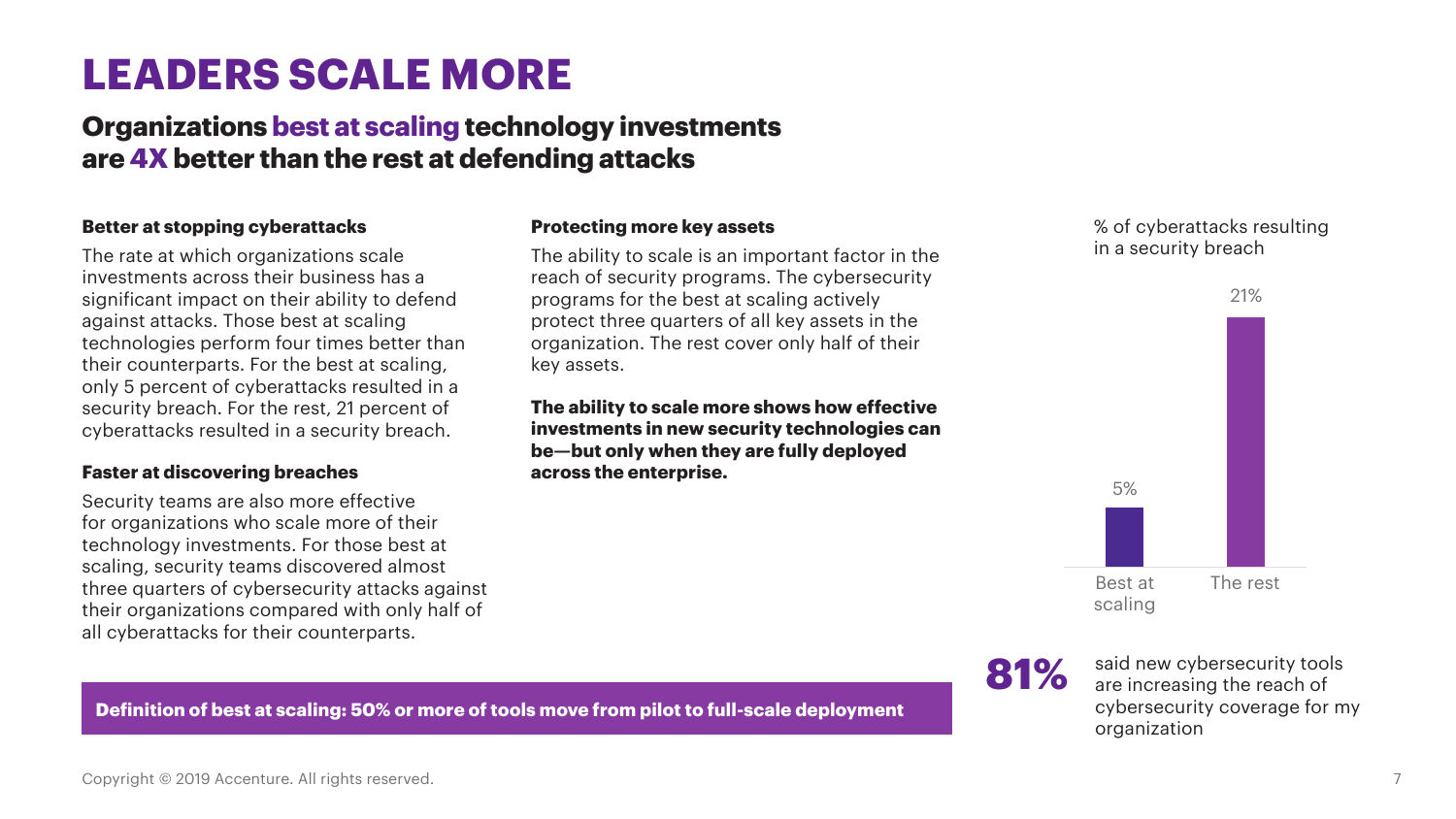# LEADERS SCALE MORE

## Organizations best at scaling technology investments are 4X better than the rest at defending attacks

**Better at stopping cyberattacks**

The rate at which organizations scale investments across their business has a significant impact on their ability to defend against attacks. Those best at scaling technologies perform four times better than their counterparts. For the best at scaling, only 5 percent of cyberattacks resulted in a security breach. For the rest, 21 percent of cyberattacks resulted in a security breach.

**Faster at discovering breaches**

Security teams are also more effective for organizations who scale more of their technology investments. For those best at scaling, security teams discovered almost three quarters of cybersecurity attacks against their organizations compared with only half of all cyberattacks for their counterparts.

**Protecting more key assets**

The ability to scale is an important factor in the reach of security programs. The cybersecurity programs for the best at scaling actively protect three quarters of all key assets in the organization. The rest cover only half of their key assets.

**The ability to scale more shows how effective investments in new security technologies can be—but only when they are fully deployed across the enterprise.**

% of cyberattacks resulting in a security breach

| | % of cyberattacks resulting in a security breach |
|---|---|
| Best at scaling | 5% |
| The rest | 21% |

**81%** said new cybersecurity tools are increasing the reach of cybersecurity coverage for my organization

**Definition of best at scaling: 50% or more of tools move from pilot to full-scale deployment**

Copyright © 2019 Accenture. All rights reserved.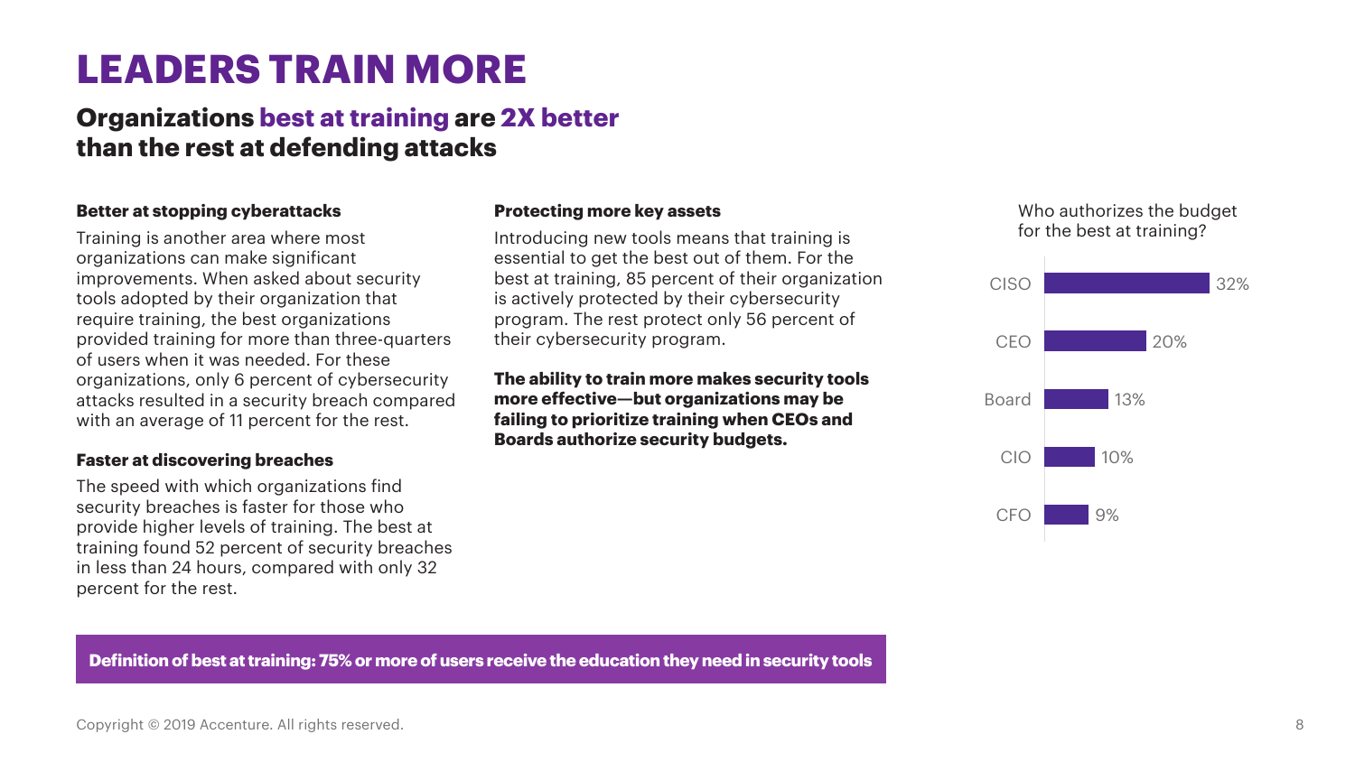# LEADERS TRAIN MORE

## Organizations best at training are 2X better than the rest at defending attacks

**Better at stopping cyberattacks**

Training is another area where most organizations can make significant improvements. When asked about security tools adopted by their organization that require training, the best organizations provided training for more than three-quarters of users when it was needed. For these organizations, only 6 percent of cybersecurity attacks resulted in a security breach compared with an average of 11 percent for the rest.

**Faster at discovering breaches**

The speed with which organizations find security breaches is faster for those who provide higher levels of training. The best at training found 52 percent of security breaches in less than 24 hours, compared with only 32 percent for the rest.

**Protecting more key assets**

Introducing new tools means that training is essential to get the best out of them. For the best at training, 85 percent of their organization is actively protected by their cybersecurity program. The rest protect only 56 percent of their cybersecurity program.

**The ability to train more makes security tools more effective—but organizations may be failing to prioritize training when CEOs and Boards authorize security budgets.**

Who authorizes the budget for the best at training?

| Role | Percentage |
|---|---|
| CISO | 32% |
| CEO | 20% |
| Board | 13% |
| CIO | 10% |
| CFO | 9% |

**Definition of best at training: 75% or more of users receive the education they need in security tools**

Copyright © 2019 Accenture. All rights reserved.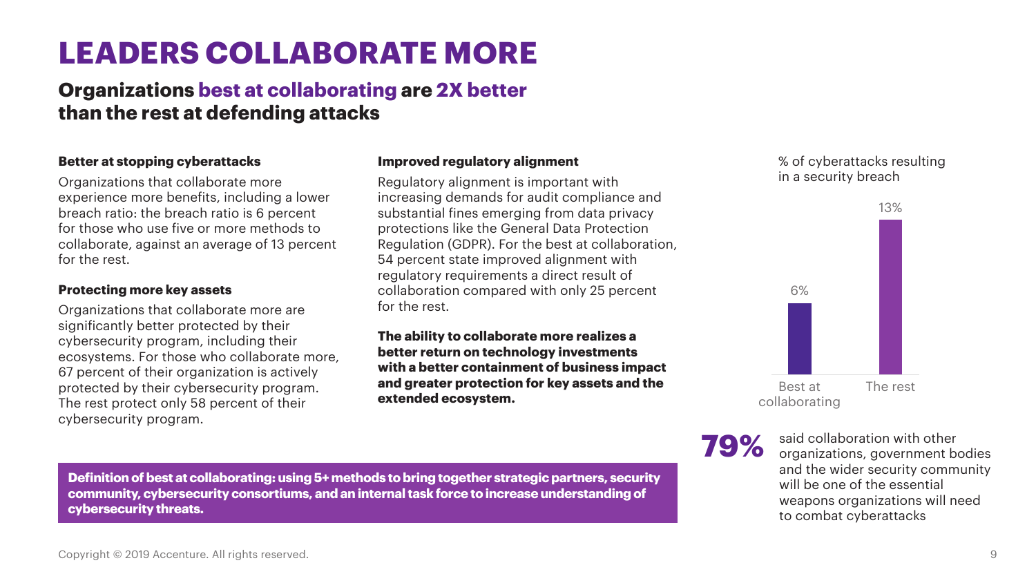# LEADERS COLLABORATE MORE

## Organizations best at collaborating are 2X better than the rest at defending attacks

**Better at stopping cyberattacks**

Organizations that collaborate more experience more benefits, including a lower breach ratio: the breach ratio is 6 percent for those who use five or more methods to collaborate, against an average of 13 percent for the rest.

**Protecting more key assets**

Organizations that collaborate more are significantly better protected by their cybersecurity program, including their ecosystems. For those who collaborate more, 67 percent of their organization is actively protected by their cybersecurity program. The rest protect only 58 percent of their cybersecurity program.

**Improved regulatory alignment**

Regulatory alignment is important with increasing demands for audit compliance and substantial fines emerging from data privacy protections like the General Data Protection Regulation (GDPR). For the best at collaboration, 54 percent state improved alignment with regulatory requirements a direct result of collaboration compared with only 25 percent for the rest.

**The ability to collaborate more realizes a better return on technology investments with a better containment of business impact and greater protection for key assets and the extended ecosystem.**

**Definition of best at collaborating: using 5+ methods to bring together strategic partners, security community, cybersecurity consortiums, and an internal task force to increase understanding of cybersecurity threats.**

% of cyberattacks resulting in a security breach

| | % |
|---|---|
| Best at collaborating | 6% |
| The rest | 13% |

**79%** said collaboration with other organizations, government bodies and the wider security community will be one of the essential weapons organizations will need to combat cyberattacks

Copyright © 2019 Accenture. All rights reserved.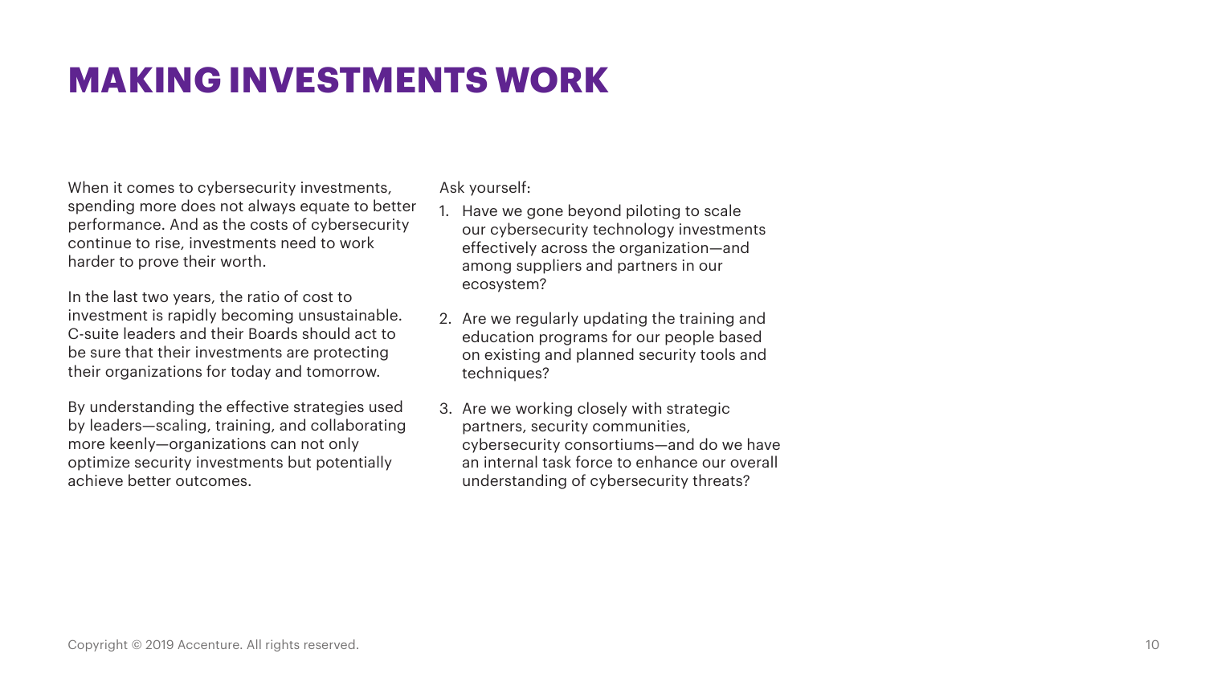# MAKING INVESTMENTS WORK

When it comes to cybersecurity investments, spending more does not always equate to better performance. And as the costs of cybersecurity continue to rise, investments need to work harder to prove their worth.

In the last two years, the ratio of cost to investment is rapidly becoming unsustainable. C-suite leaders and their Boards should act to be sure that their investments are protecting their organizations for today and tomorrow.

By understanding the effective strategies used by leaders—scaling, training, and collaborating more keenly—organizations can not only optimize security investments but potentially achieve better outcomes.

Ask yourself:

1. Have we gone beyond piloting to scale our cybersecurity technology investments effectively across the organization—and among suppliers and partners in our ecosystem?
2. Are we regularly updating the training and education programs for our people based on existing and planned security tools and techniques?
3. Are we working closely with strategic partners, security communities, cybersecurity consortiums—and do we have an internal task force to enhance our overall understanding of cybersecurity threats?

Copyright © 2019 Accenture. All rights reserved.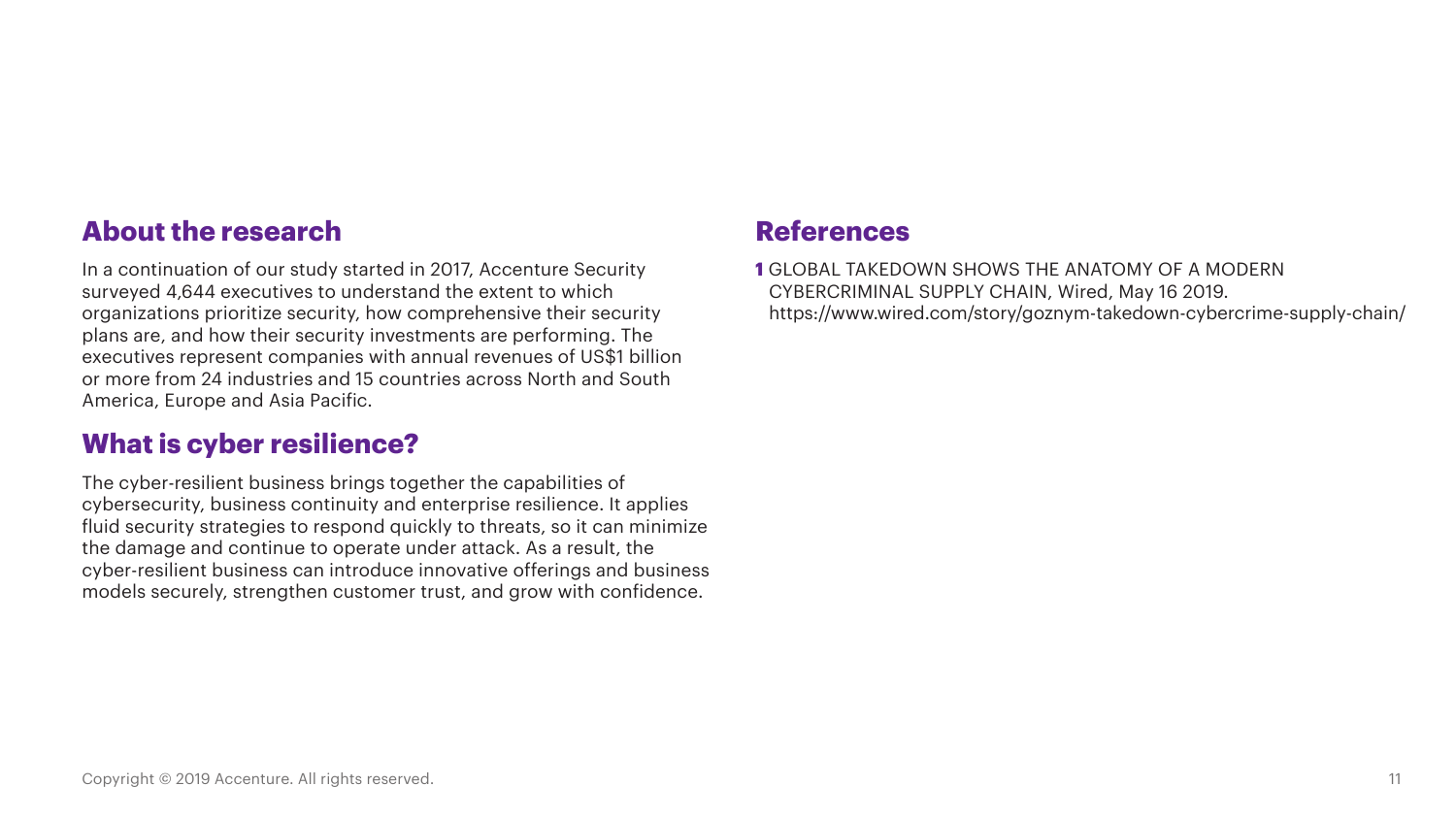## About the research

In a continuation of our study started in 2017, Accenture Security surveyed 4,644 executives to understand the extent to which organizations prioritize security, how comprehensive their security plans are, and how their security investments are performing. The executives represent companies with annual revenues of US$1 billion or more from 24 industries and 15 countries across North and South America, Europe and Asia Pacific.

## What is cyber resilience?

The cyber-resilient business brings together the capabilities of cybersecurity, business continuity and enterprise resilience. It applies fluid security strategies to respond quickly to threats, so it can minimize the damage and continue to operate under attack. As a result, the cyber-resilient business can introduce innovative offerings and business models securely, strengthen customer trust, and grow with confidence.

## References

**1** GLOBAL TAKEDOWN SHOWS THE ANATOMY OF A MODERN CYBERCRIMINAL SUPPLY CHAIN, Wired, May 16 2019. https://www.wired.com/story/goznym-takedown-cybercrime-supply-chain/

Copyright © 2019 Accenture. All rights reserved.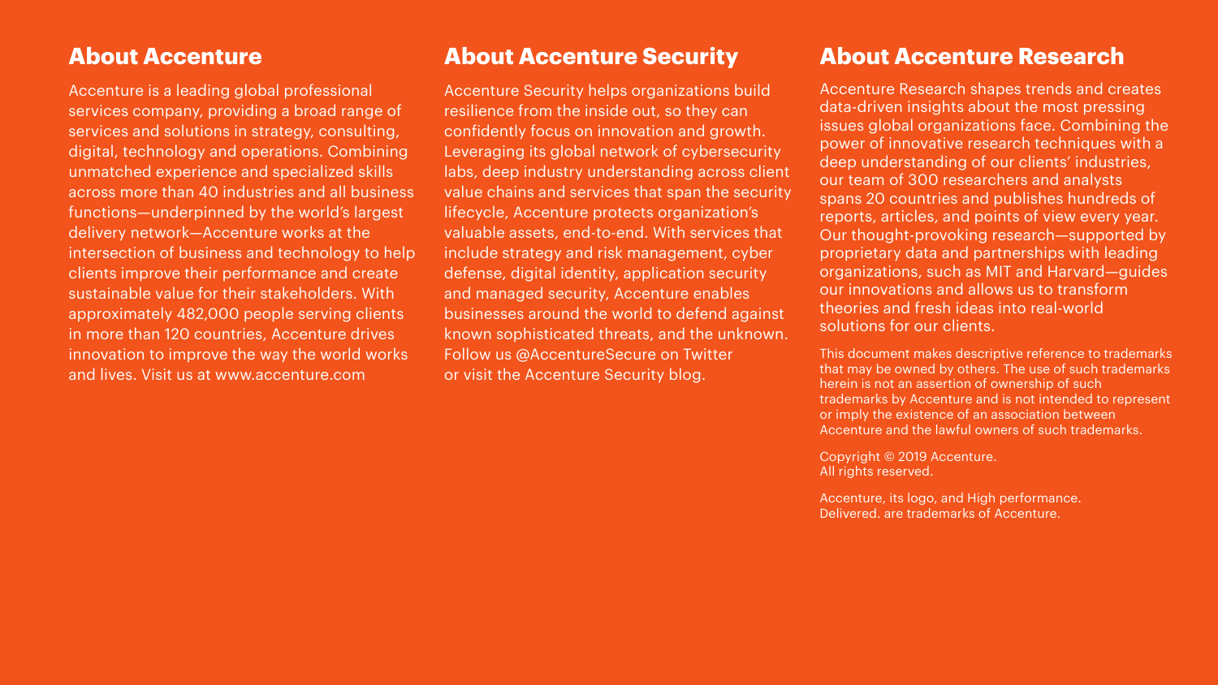## About Accenture

Accenture is a leading global professional services company, providing a broad range of services and solutions in strategy, consulting, digital, technology and operations. Combining unmatched experience and specialized skills across more than 40 industries and all business functions—underpinned by the world's largest delivery network—Accenture works at the intersection of business and technology to help clients improve their performance and create sustainable value for their stakeholders. With approximately 482,000 people serving clients in more than 120 countries, Accenture drives innovation to improve the way the world works and lives. Visit us at www.accenture.com

## About Accenture Security

Accenture Security helps organizations build resilience from the inside out, so they can confidently focus on innovation and growth. Leveraging its global network of cybersecurity labs, deep industry understanding across client value chains and services that span the security lifecycle, Accenture protects organization's valuable assets, end-to-end. With services that include strategy and risk management, cyber defense, digital identity, application security and managed security, Accenture enables businesses around the world to defend against known sophisticated threats, and the unknown. Follow us @AccentureSecure on Twitter or visit the Accenture Security blog.

## About Accenture Research

Accenture Research shapes trends and creates data-driven insights about the most pressing issues global organizations face. Combining the power of innovative research techniques with a deep understanding of our clients' industries, our team of 300 researchers and analysts spans 20 countries and publishes hundreds of reports, articles, and points of view every year. Our thought-provoking research—supported by proprietary data and partnerships with leading organizations, such as MIT and Harvard—guides our innovations and allows us to transform theories and fresh ideas into real-world solutions for our clients.

This document makes descriptive reference to trademarks that may be owned by others. The use of such trademarks herein is not an assertion of ownership of such trademarks by Accenture and is not intended to represent or imply the existence of an association between Accenture and the lawful owners of such trademarks.

Copyright © 2019 Accenture.
All rights reserved.

Accenture, its logo, and High performance. Delivered. are trademarks of Accenture.